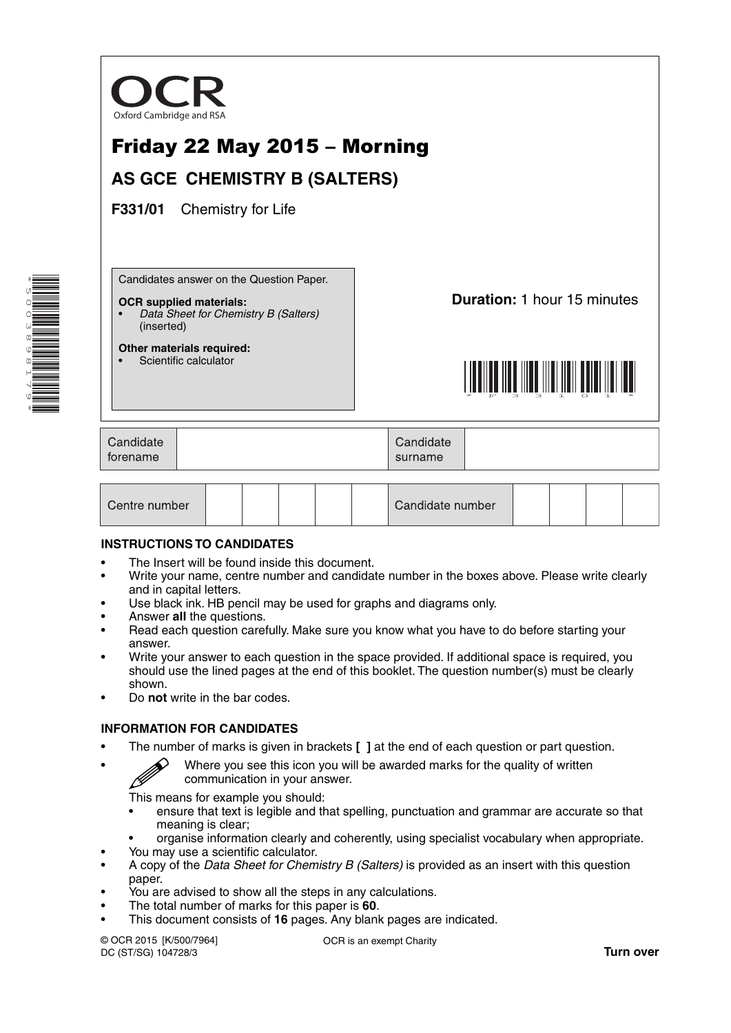OCR
Oxford Cambridge and RSA

# Friday 22 May 2015 – Morning

## AS GCE CHEMISTRY B (SALTERS)

**F331/01** Chemistry for Life

Candidates answer on the Question Paper.

**OCR supplied materials:**
- *Data Sheet for Chemistry B (Salters)* (inserted)

**Other materials required:**
- Scientific calculator

**Duration:** 1 hour 15 minutes

| Candidate forename | | Candidate surname | |
|---|---|---|---|

| Centre number | | | | | | Candidate number | | | | |
|---|---|---|---|---|---|---|---|---|---|---|

### INSTRUCTIONS TO CANDIDATES

- The Insert will be found inside this document.
- Write your name, centre number and candidate number in the boxes above. Please write clearly and in capital letters.
- Use black ink. HB pencil may be used for graphs and diagrams only.
- Answer **all** the questions.
- Read each question carefully. Make sure you know what you have to do before starting your answer.
- Write your answer to each question in the space provided. If additional space is required, you should use the lined pages at the end of this booklet. The question number(s) must be clearly shown.
- Do **not** write in the bar codes.

### INFORMATION FOR CANDIDATES

- The number of marks is given in brackets **[ ]** at the end of each question or part question.
- Where you see this icon you will be awarded marks for the quality of written communication in your answer.

  This means for example you should:
  - ensure that text is legible and that spelling, punctuation and grammar are accurate so that meaning is clear;
  - organise information clearly and coherently, using specialist vocabulary when appropriate.
- You may use a scientific calculator.
- A copy of the *Data Sheet for Chemistry B (Salters)* is provided as an insert with this question paper.
- You are advised to show all the steps in any calculations.
- The total number of marks for this paper is **60**.
- This document consists of **16** pages. Any blank pages are indicated.

© OCR 2015 [K/500/7964]
DC (ST/SG) 104728/3

OCR is an exempt Charity

**Turn over**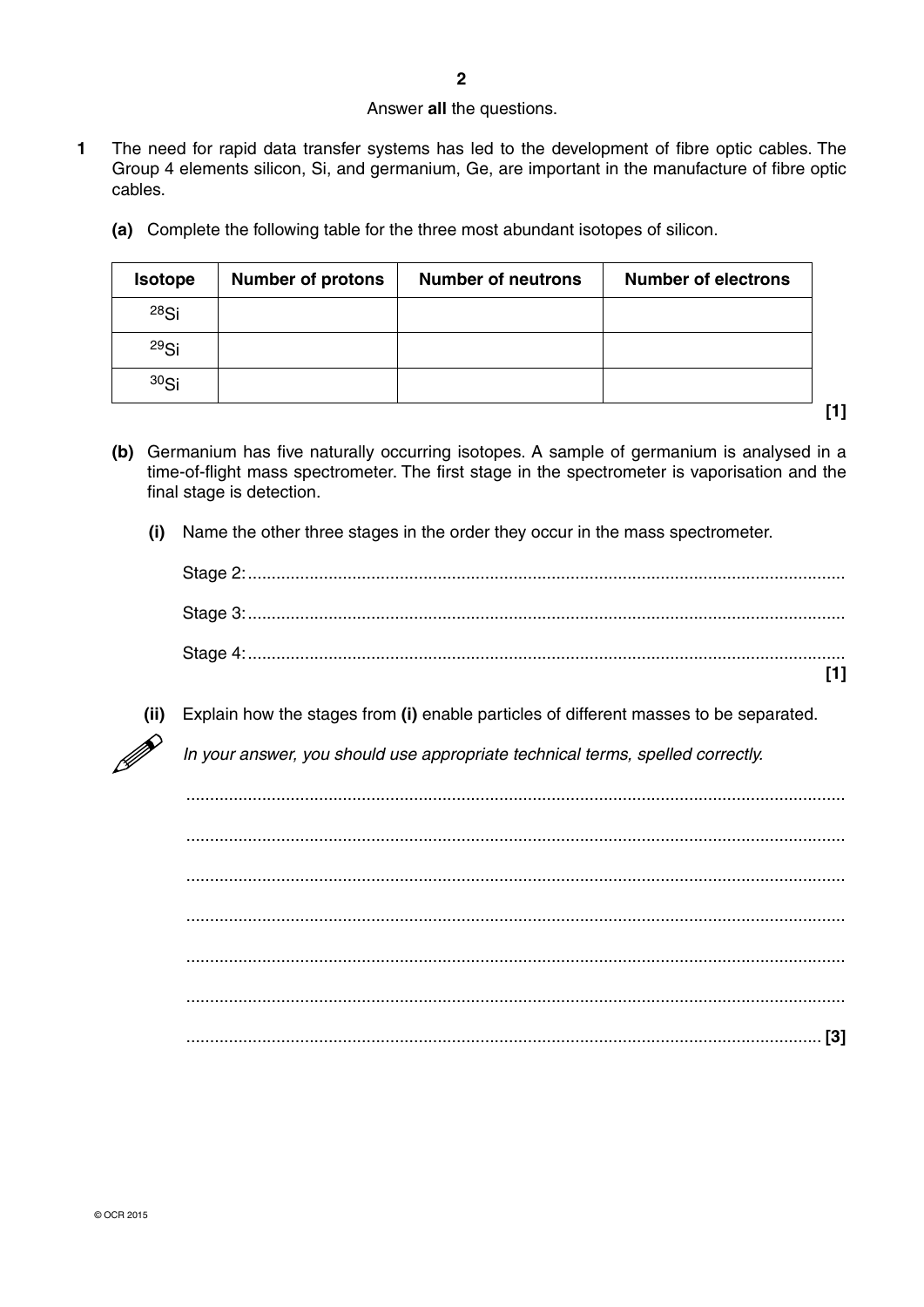Answer **all** the questions.

**1** The need for rapid data transfer systems has led to the development of fibre optic cables. The Group 4 elements silicon, Si, and germanium, Ge, are important in the manufacture of fibre optic cables.

**(a)** Complete the following table for the three most abundant isotopes of silicon.

| Isotope | Number of protons | Number of neutrons | Number of electrons |
|---|---|---|---|
| $^{28}Si$ | | | |
| $^{29}Si$ | | | |
| $^{30}Si$ | | | |

**[1]**

**(b)** Germanium has five naturally occurring isotopes. A sample of germanium is analysed in a time-of-flight mass spectrometer. The first stage in the spectrometer is vaporisation and the final stage is detection.

**(i)** Name the other three stages in the order they occur in the mass spectrometer.

Stage 2: ..........................................................................................................................

Stage 3: ..........................................................................................................................

Stage 4: ..........................................................................................................................

**[1]**

**(ii)** Explain how the stages from **(i)** enable particles of different masses to be separated.

*In your answer, you should use appropriate technical terms, spelled correctly.*

..........................................................................................................................................

..........................................................................................................................................

..........................................................................................................................................

..........................................................................................................................................

..........................................................................................................................................

..........................................................................................................................................

.......................................................................................................................................... **[3]**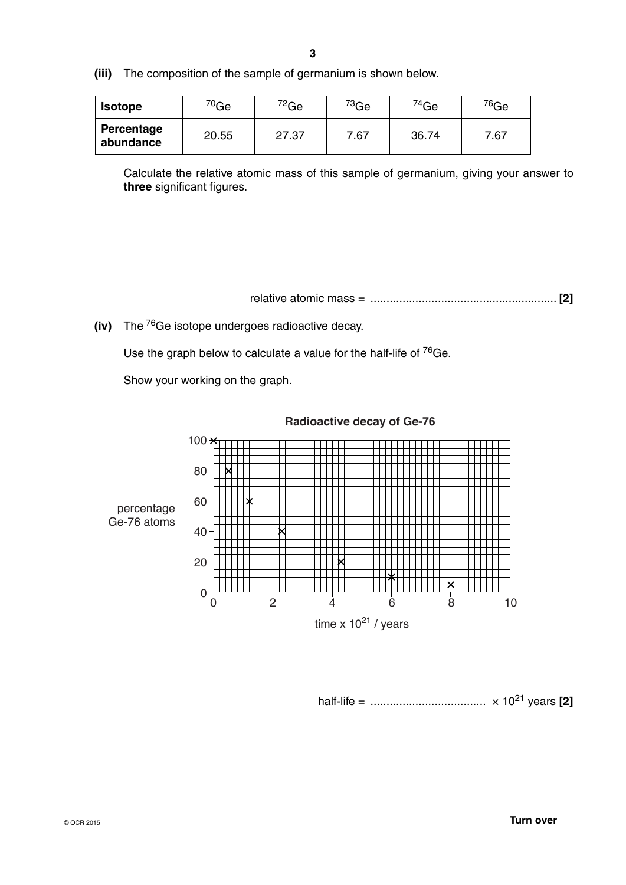**(iii)** The composition of the sample of germanium is shown below.

| **Isotope** | $^{70}Ge$ | $^{72}Ge$ | $^{73}Ge$ | $^{74}Ge$ | $^{76}Ge$ |
|---|---|---|---|---|---|
| **Percentage abundance** | 20.55 | 27.37 | 7.67 | 36.74 | 7.67 |

Calculate the relative atomic mass of this sample of germanium, giving your answer to **three** significant figures.

relative atomic mass = ......................................................... **[2]**

**(iv)** The $^{76}Ge$ isotope undergoes radioactive decay.

Use the graph below to calculate a value for the half-life of $^{76}Ge$.

Show your working on the graph.

**Radioactive decay of Ge-76**

percentage Ge-76 atoms

100, 80, 60, 40, 20, 0

0, 2, 4, 6, 8, 10

time x $10^{21}$ / years

half-life = .................................... $\times 10^{21}$ years **[2]**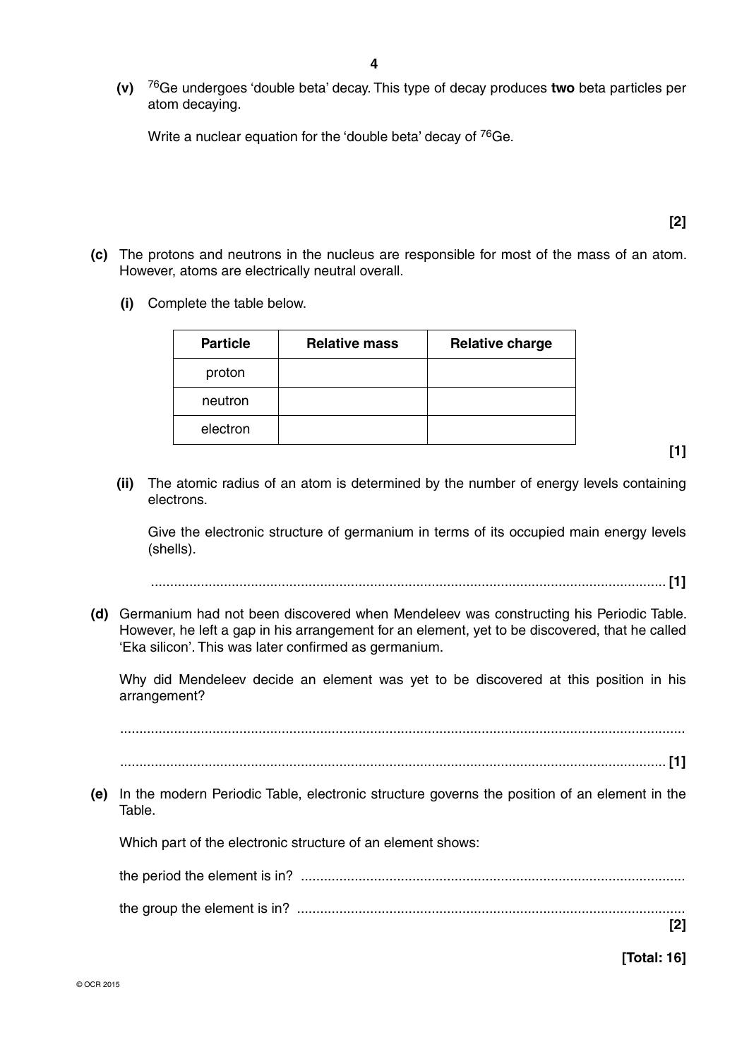**(v)** $^{76}Ge$ undergoes 'double beta' decay. This type of decay produces **two** beta particles per atom decaying.

Write a nuclear equation for the 'double beta' decay of $^{76}Ge$.

**[2]**

**(c)** The protons and neutrons in the nucleus are responsible for most of the mass of an atom. However, atoms are electrically neutral overall.

**(i)** Complete the table below.

| Particle | Relative mass | Relative charge |
|---|---|---|
| proton | | |
| neutron | | |
| electron | | |

**[1]**

**(ii)** The atomic radius of an atom is determined by the number of energy levels containing electrons.

Give the electronic structure of germanium in terms of its occupied main energy levels (shells).

........................................................................................................................ **[1]**

**(d)** Germanium had not been discovered when Mendeleev was constructing his Periodic Table. However, he left a gap in his arrangement for an element, yet to be discovered, that he called 'Eka silicon'. This was later confirmed as germanium.

Why did Mendeleev decide an element was yet to be discovered at this position in his arrangement?

..................................................................................................................................

.................................................................................................................................. **[1]**

**(e)** In the modern Periodic Table, electronic structure governs the position of an element in the Table.

Which part of the electronic structure of an element shows:

the period the element is in? ..........................................................................................

the group the element is in? ..........................................................................................

**[2]**

**[Total: 16]**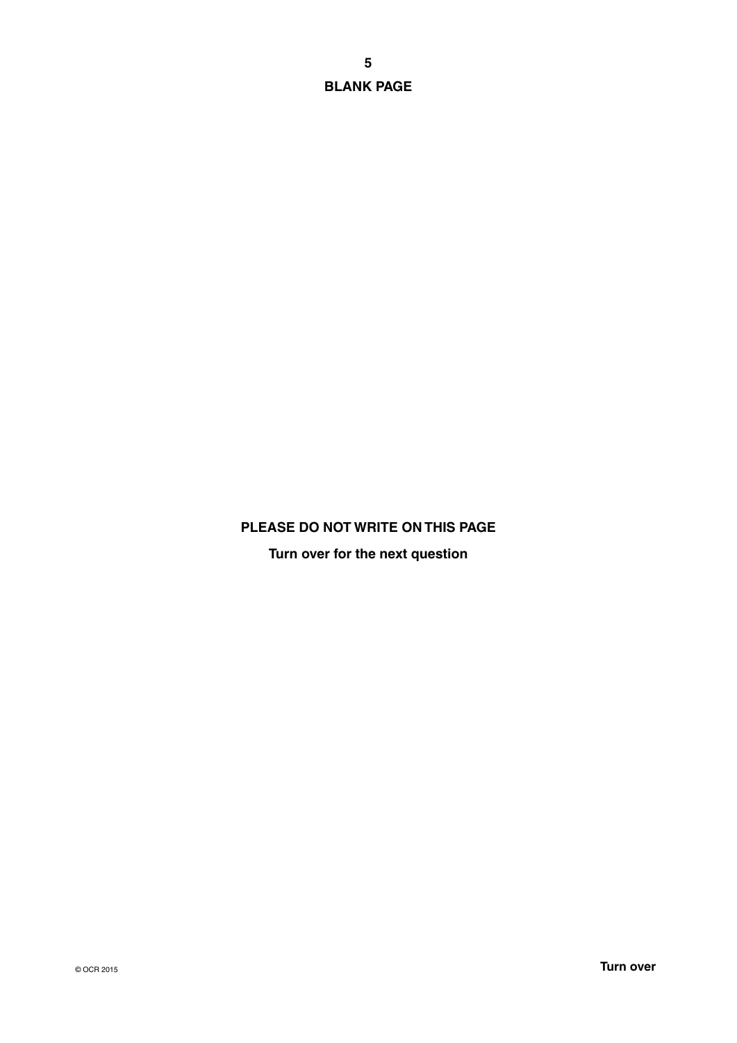**BLANK PAGE**

**PLEASE DO NOT WRITE ON THIS PAGE**

**Turn over for the next question**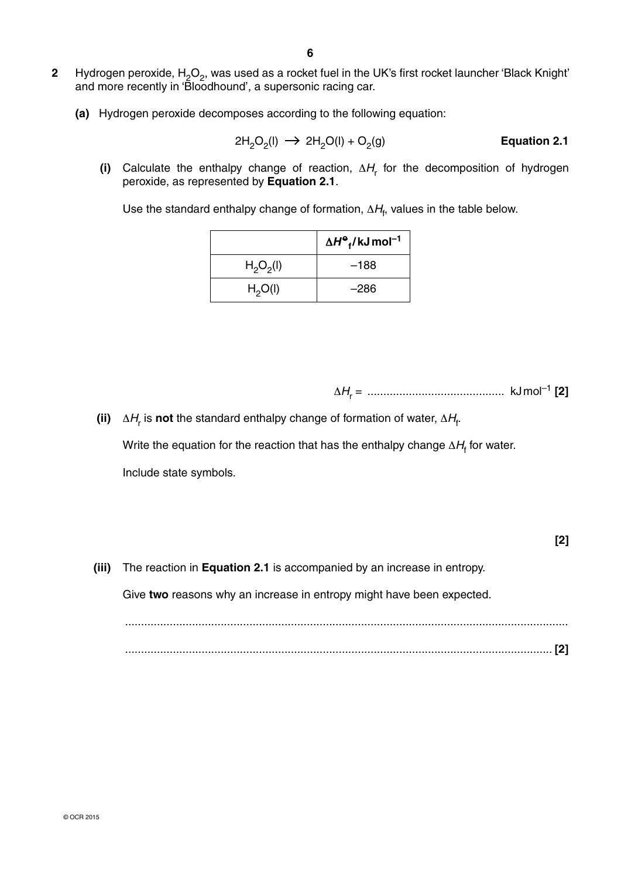**2** Hydrogen peroxide, $H_2O_2$, was used as a rocket fuel in the UK's first rocket launcher 'Black Knight' and more recently in 'Bloodhound', a supersonic racing car.

**(a)** Hydrogen peroxide decomposes according to the following equation:

$$2H_2O_2(l) \rightarrow 2H_2O(l) + O_2(g)$$ **Equation 2.1**

**(i)** Calculate the enthalpy change of reaction, $\Delta H_r$ for the decomposition of hydrogen peroxide, as represented by **Equation 2.1**.

Use the standard enthalpy change of formation, $\Delta H_f$, values in the table below.

| | $\Delta H^{\ominus}_f$ / kJ mol$^{-1}$ |
|---|---|
| $H_2O_2(l)$ | –188 |
| $H_2O(l)$ | –286 |

$\Delta H_r$ = ........................................... kJ mol$^{-1}$ **[2]**

**(ii)** $\Delta H_r$ is **not** the standard enthalpy change of formation of water, $\Delta H_f$.

Write the equation for the reaction that has the enthalpy change $\Delta H_f$ for water.

Include state symbols.

**[2]**

**(iii)** The reaction in **Equation 2.1** is accompanied by an increase in entropy.

Give **two** reasons why an increase in entropy might have been expected.

...........................................................................................................................................

..................................................................................................................................... **[2]**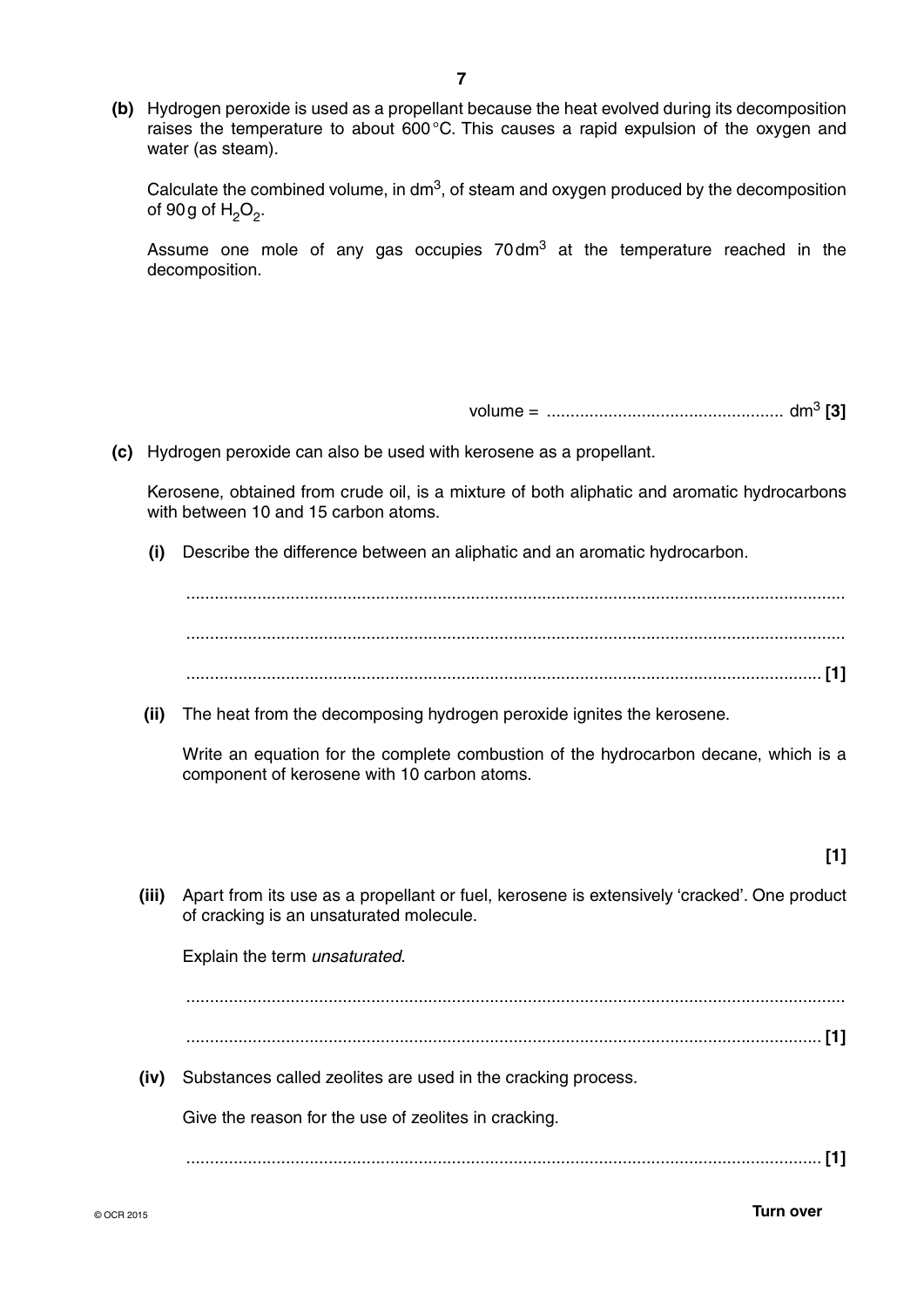**(b)** Hydrogen peroxide is used as a propellant because the heat evolved during its decomposition raises the temperature to about 600 °C. This causes a rapid expulsion of the oxygen and water (as steam).

Calculate the combined volume, in $dm^3$, of steam and oxygen produced by the decomposition of 90 g of $H_2O_2$.

Assume one mole of any gas occupies 70 $dm^3$ at the temperature reached in the decomposition.

volume = .................................................. $dm^3$ **[3]**

**(c)** Hydrogen peroxide can also be used with kerosene as a propellant.

Kerosene, obtained from crude oil, is a mixture of both aliphatic and aromatic hydrocarbons with between 10 and 15 carbon atoms.

**(i)** Describe the difference between an aliphatic and an aromatic hydrocarbon.

...........................................................................................................................................

...........................................................................................................................................

..................................................................................................................................... **[1]**

**(ii)** The heat from the decomposing hydrogen peroxide ignites the kerosene.

Write an equation for the complete combustion of the hydrocarbon decane, which is a component of kerosene with 10 carbon atoms.

**[1]**

**(iii)** Apart from its use as a propellant or fuel, kerosene is extensively 'cracked'. One product of cracking is an unsaturated molecule.

Explain the term *unsaturated*.

...........................................................................................................................................

..................................................................................................................................... **[1]**

**(iv)** Substances called zeolites are used in the cracking process.

Give the reason for the use of zeolites in cracking.

..................................................................................................................................... **[1]**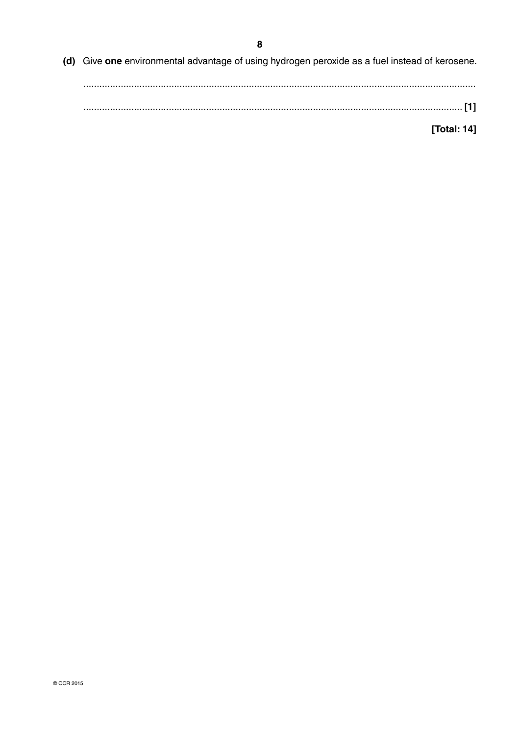**(d)** Give **one** environmental advantage of using hydrogen peroxide as a fuel instead of kerosene.

..........................................................................................................................................

.......................................................................................................................................... **[1]**

**[Total: 14]**

© OCR 2015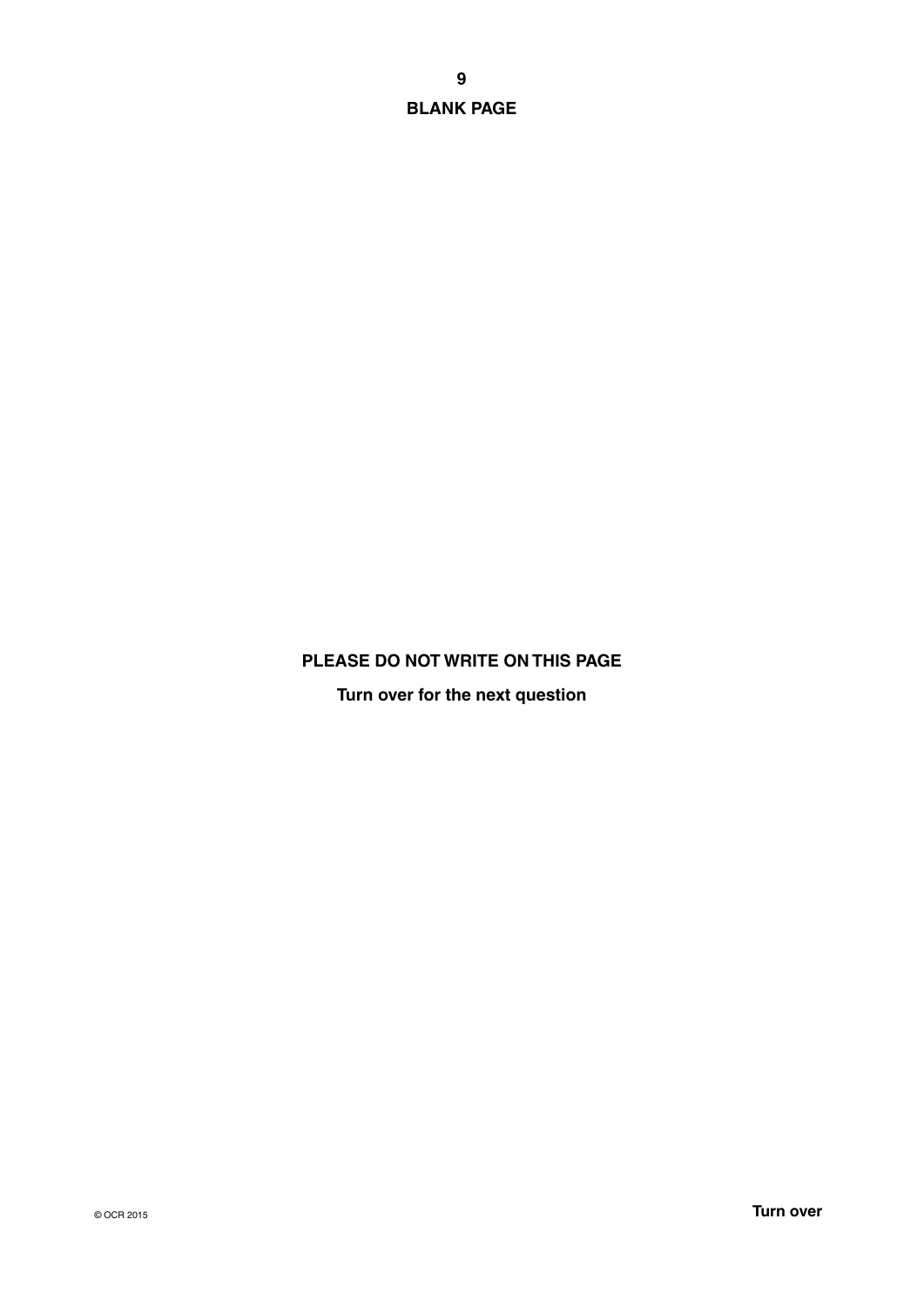**BLANK PAGE**

**PLEASE DO NOT WRITE ON THIS PAGE**

**Turn over for the next question**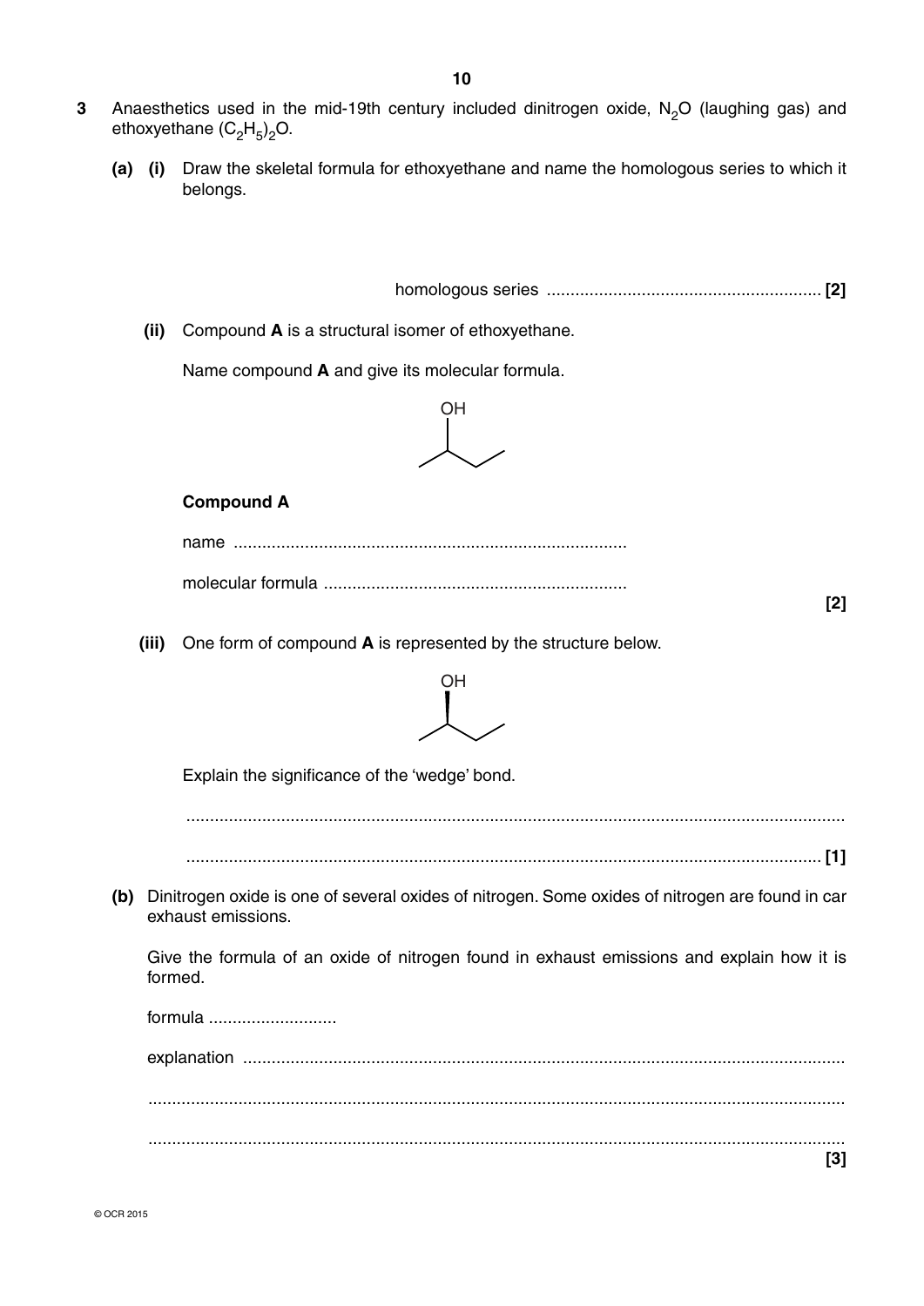**3** Anaesthetics used in the mid-19th century included dinitrogen oxide, $N_2O$ (laughing gas) and ethoxyethane $(C_2H_5)_2O$.

**(a) (i)** Draw the skeletal formula for ethoxyethane and name the homologous series to which it belongs.

homologous series ......................................................... **[2]**

**(ii)** Compound **A** is a structural isomer of ethoxyethane.

Name compound **A** and give its molecular formula.

**Compound A**

name ..................................................................................

molecular formula ...............................................................

**[2]**

**(iii)** One form of compound **A** is represented by the structure below.

Explain the significance of the 'wedge' bond.

...........................................................................................................................................

........................................................................................................................................ **[1]**

**(b)** Dinitrogen oxide is one of several oxides of nitrogen. Some oxides of nitrogen are found in car exhaust emissions.

Give the formula of an oxide of nitrogen found in exhaust emissions and explain how it is formed.

formula ...........................

explanation ..............................................................................................................................

...................................................................................................................................................

...................................................................................................................................................

**[3]**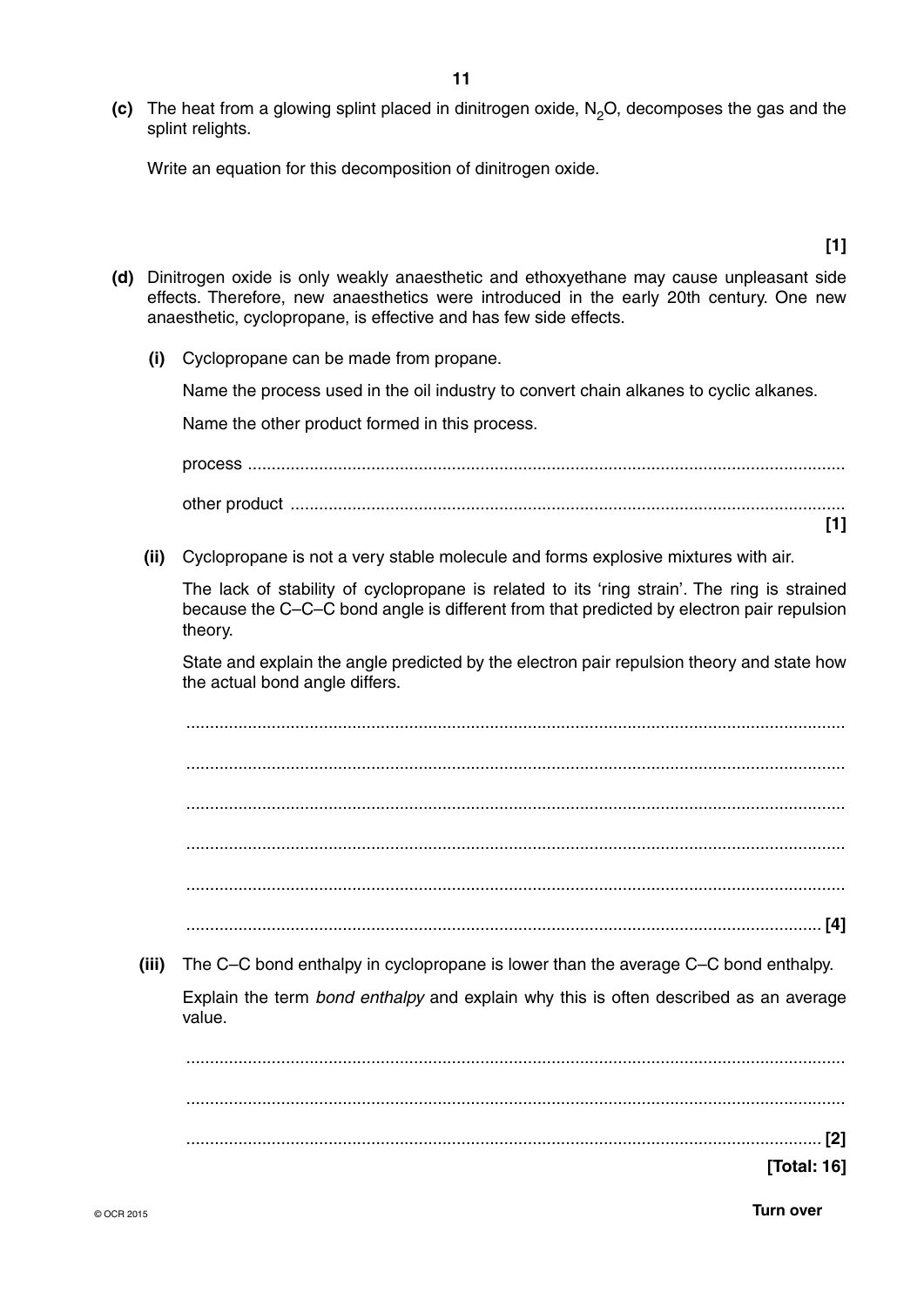**(c)** The heat from a glowing splint placed in dinitrogen oxide, $N_2O$, decomposes the gas and the splint relights.

Write an equation for this decomposition of dinitrogen oxide.

**[1]**

**(d)** Dinitrogen oxide is only weakly anaesthetic and ethoxyethane may cause unpleasant side effects. Therefore, new anaesthetics were introduced in the early 20th century. One new anaesthetic, cyclopropane, is effective and has few side effects.

**(i)** Cyclopropane can be made from propane.

Name the process used in the oil industry to convert chain alkanes to cyclic alkanes.

Name the other product formed in this process.

process ..............................................................................................................

other product ......................................................................................................

**[1]**

**(ii)** Cyclopropane is not a very stable molecule and forms explosive mixtures with air.

The lack of stability of cyclopropane is related to its 'ring strain'. The ring is strained because the C–C–C bond angle is different from that predicted by electron pair repulsion theory.

State and explain the angle predicted by the electron pair repulsion theory and state how the actual bond angle differs.

..........................................................................................................................

..........................................................................................................................

..........................................................................................................................

..........................................................................................................................

..........................................................................................................................

.......................................................................................................................... **[4]**

**(iii)** The C–C bond enthalpy in cyclopropane is lower than the average C–C bond enthalpy.

Explain the term *bond enthalpy* and explain why this is often described as an average value.

..........................................................................................................................

..........................................................................................................................

.......................................................................................................................... **[2]**

**[Total: 16]**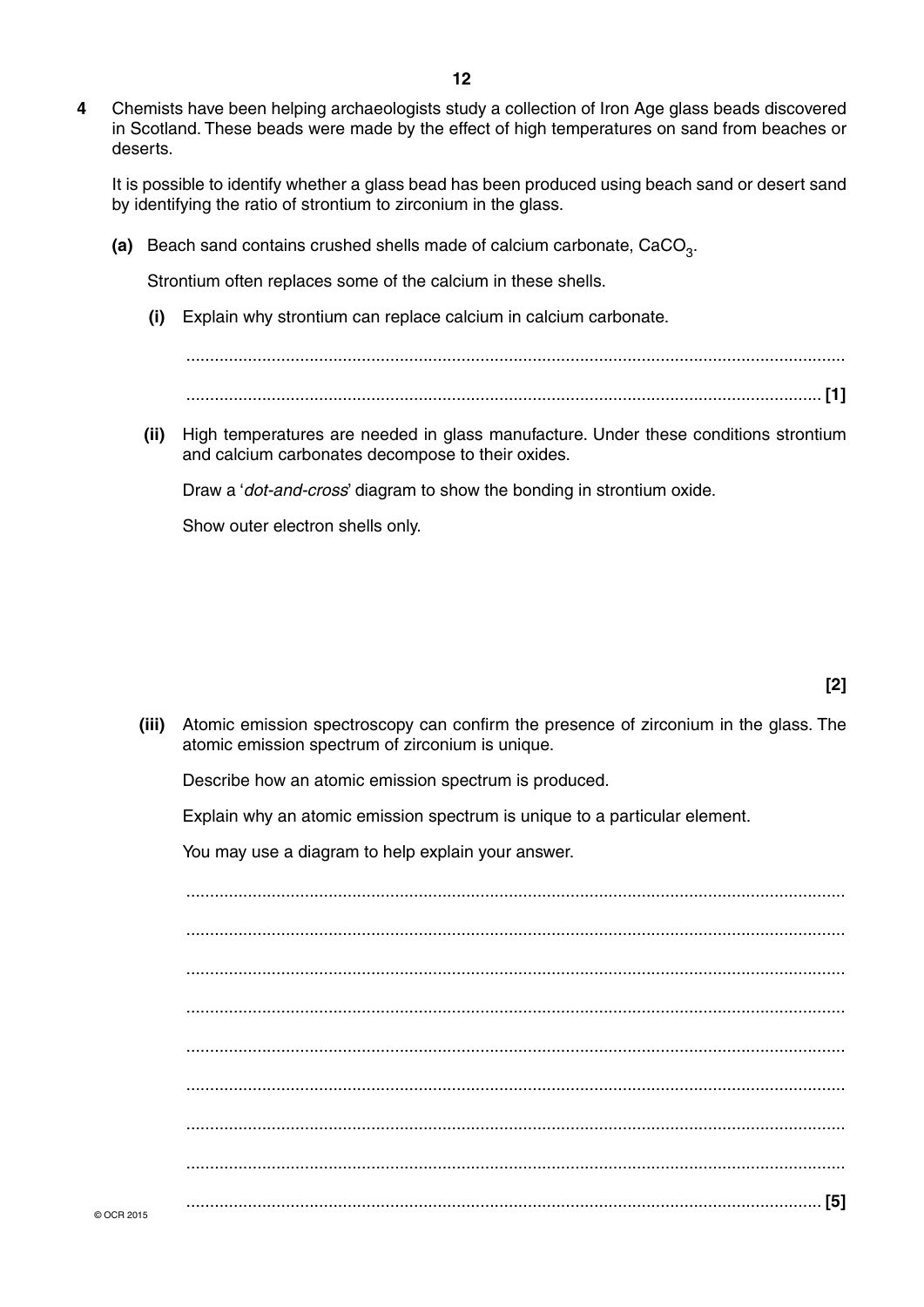**4** Chemists have been helping archaeologists study a collection of Iron Age glass beads discovered in Scotland. These beads were made by the effect of high temperatures on sand from beaches or deserts.

It is possible to identify whether a glass bead has been produced using beach sand or desert sand by identifying the ratio of strontium to zirconium in the glass.

**(a)** Beach sand contains crushed shells made of calcium carbonate, $CaCO_3$.

Strontium often replaces some of the calcium in these shells.

**(i)** Explain why strontium can replace calcium in calcium carbonate.

.......................................................................................................................................

....................................................................................................................................... **[1]**

**(ii)** High temperatures are needed in glass manufacture. Under these conditions strontium and calcium carbonates decompose to their oxides.

Draw a '*dot-and-cross*' diagram to show the bonding in strontium oxide.

Show outer electron shells only.

**[2]**

**(iii)** Atomic emission spectroscopy can confirm the presence of zirconium in the glass. The atomic emission spectrum of zirconium is unique.

Describe how an atomic emission spectrum is produced.

Explain why an atomic emission spectrum is unique to a particular element.

You may use a diagram to help explain your answer.

.......................................................................................................................................

.......................................................................................................................................

.......................................................................................................................................

.......................................................................................................................................

.......................................................................................................................................

.......................................................................................................................................

.......................................................................................................................................

.......................................................................................................................................

....................................................................................................................................... **[5]**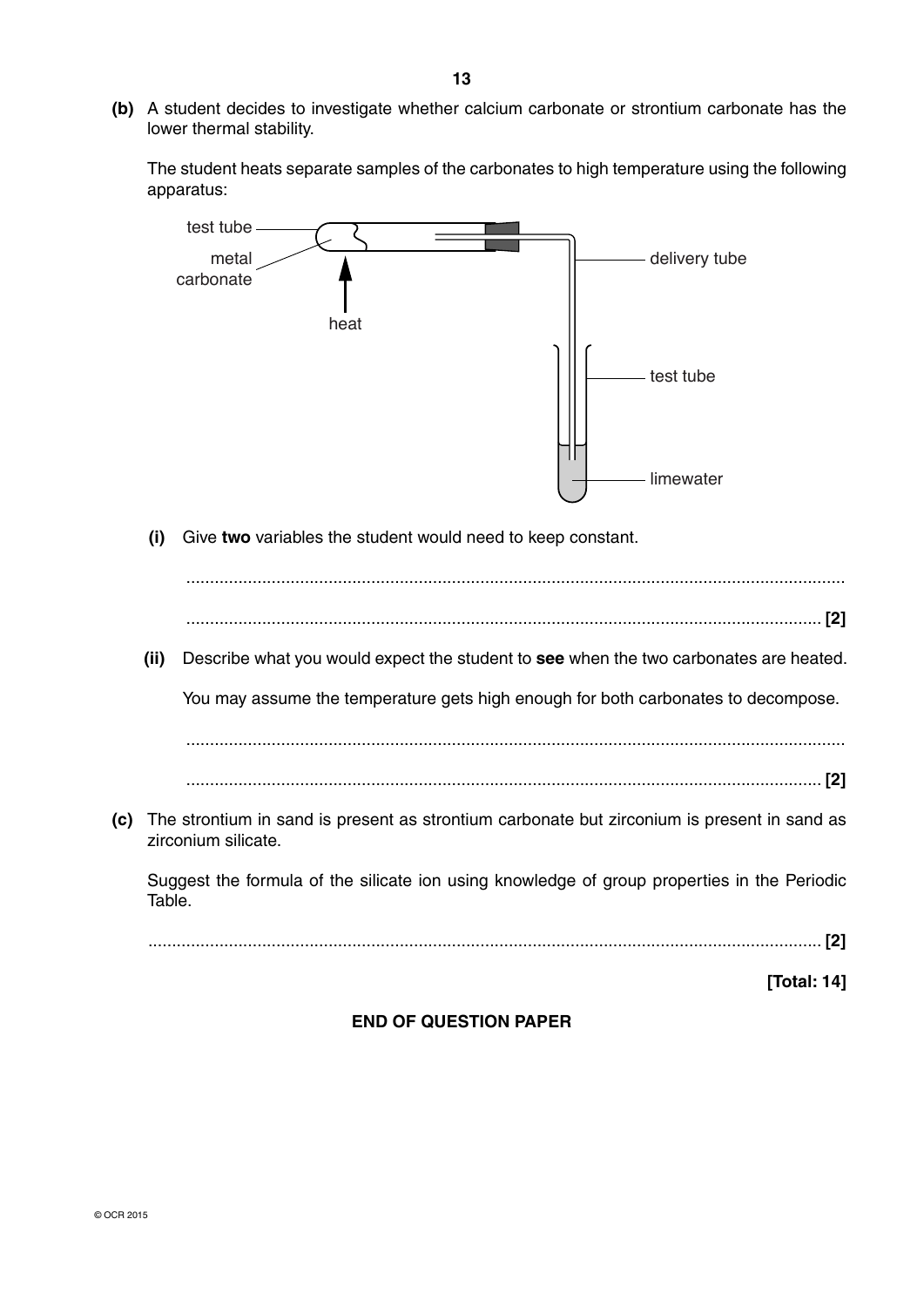**(b)** A student decides to investigate whether calcium carbonate or strontium carbonate has the lower thermal stability.

The student heats separate samples of the carbonates to high temperature using the following apparatus:

test tube — metal carbonate — heat — delivery tube — test tube — limewater

**(i)** Give **two** variables the student would need to keep constant.

..........................................................................................................................................

.................................................................................................................................... **[2]**

**(ii)** Describe what you would expect the student to **see** when the two carbonates are heated.

You may assume the temperature gets high enough for both carbonates to decompose.

..........................................................................................................................................

.................................................................................................................................... **[2]**

**(c)** The strontium in sand is present as strontium carbonate but zirconium is present in sand as zirconium silicate.

Suggest the formula of the silicate ion using knowledge of group properties in the Periodic Table.

.................................................................................................................................... **[2]**

**[Total: 14]**

**END OF QUESTION PAPER**

© OCR 2015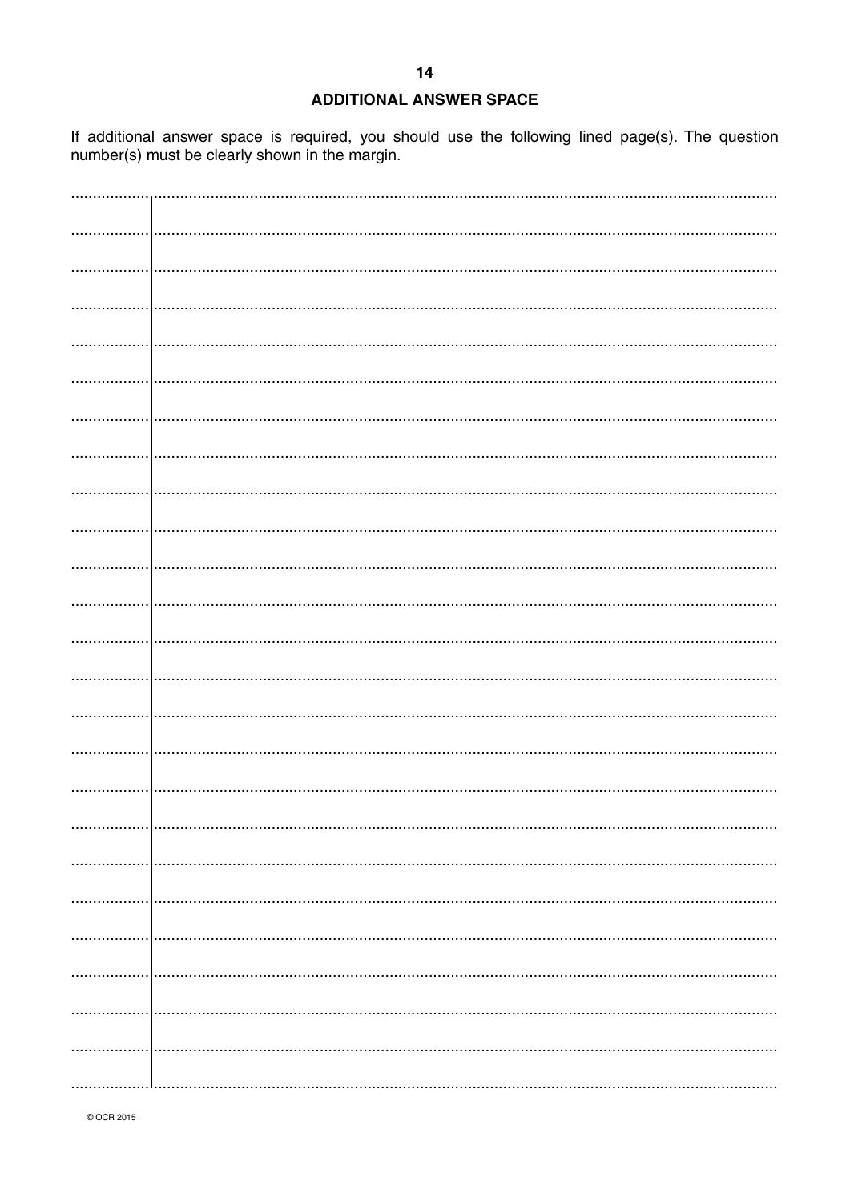## ADDITIONAL ANSWER SPACE

If additional answer space is required, you should use the following lined page(s). The question number(s) must be clearly shown in the margin.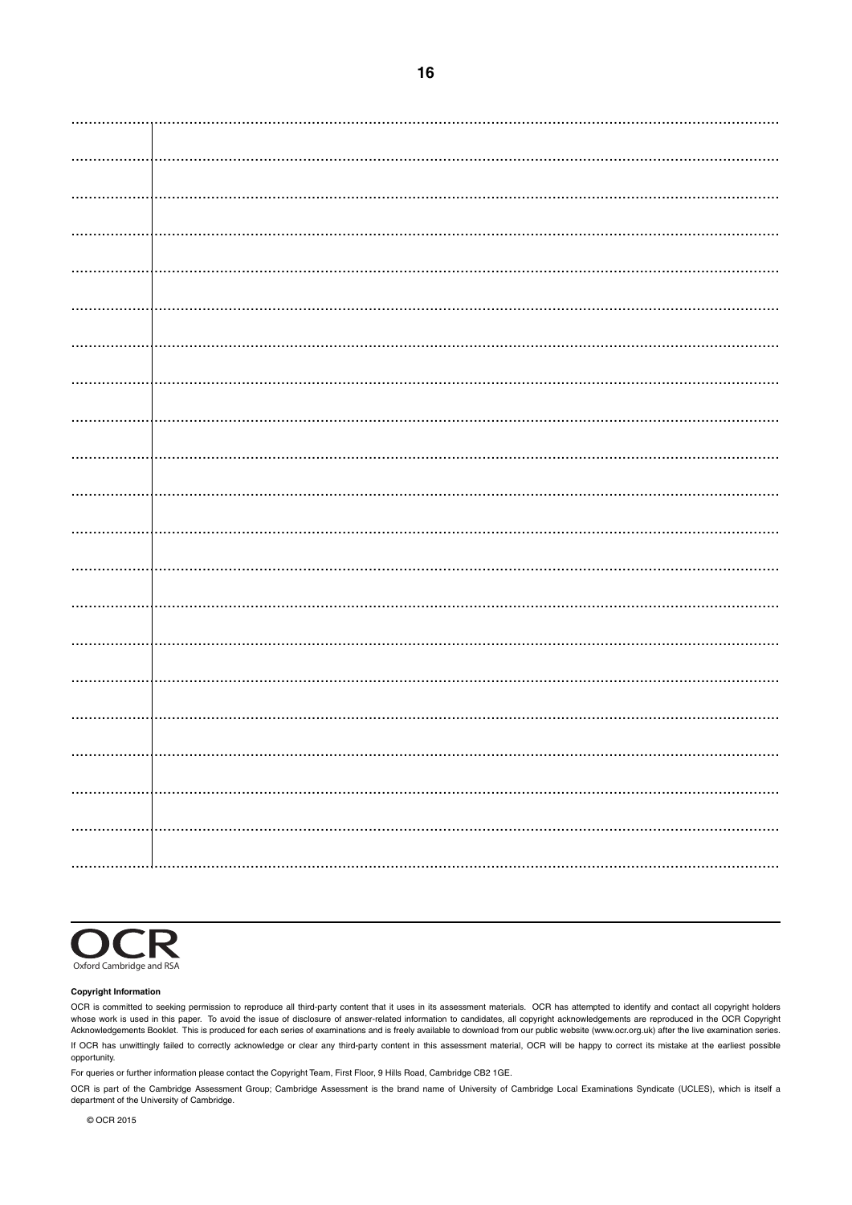OCR
Oxford Cambridge and RSA

**Copyright Information**

OCR is committed to seeking permission to reproduce all third-party content that it uses in its assessment materials. OCR has attempted to identify and contact all copyright holders whose work is used in this paper. To avoid the issue of disclosure of answer-related information to candidates, all copyright acknowledgements are reproduced in the OCR Copyright Acknowledgements Booklet. This is produced for each series of examinations and is freely available to download from our public website (www.ocr.org.uk) after the live examination series.

If OCR has unwittingly failed to correctly acknowledge or clear any third-party content in this assessment material, OCR will be happy to correct its mistake at the earliest possible opportunity.

For queries or further information please contact the Copyright Team, First Floor, 9 Hills Road, Cambridge CB2 1GE.

OCR is part of the Cambridge Assessment Group; Cambridge Assessment is the brand name of University of Cambridge Local Examinations Syndicate (UCLES), which is itself a department of the University of Cambridge.

© OCR 2015